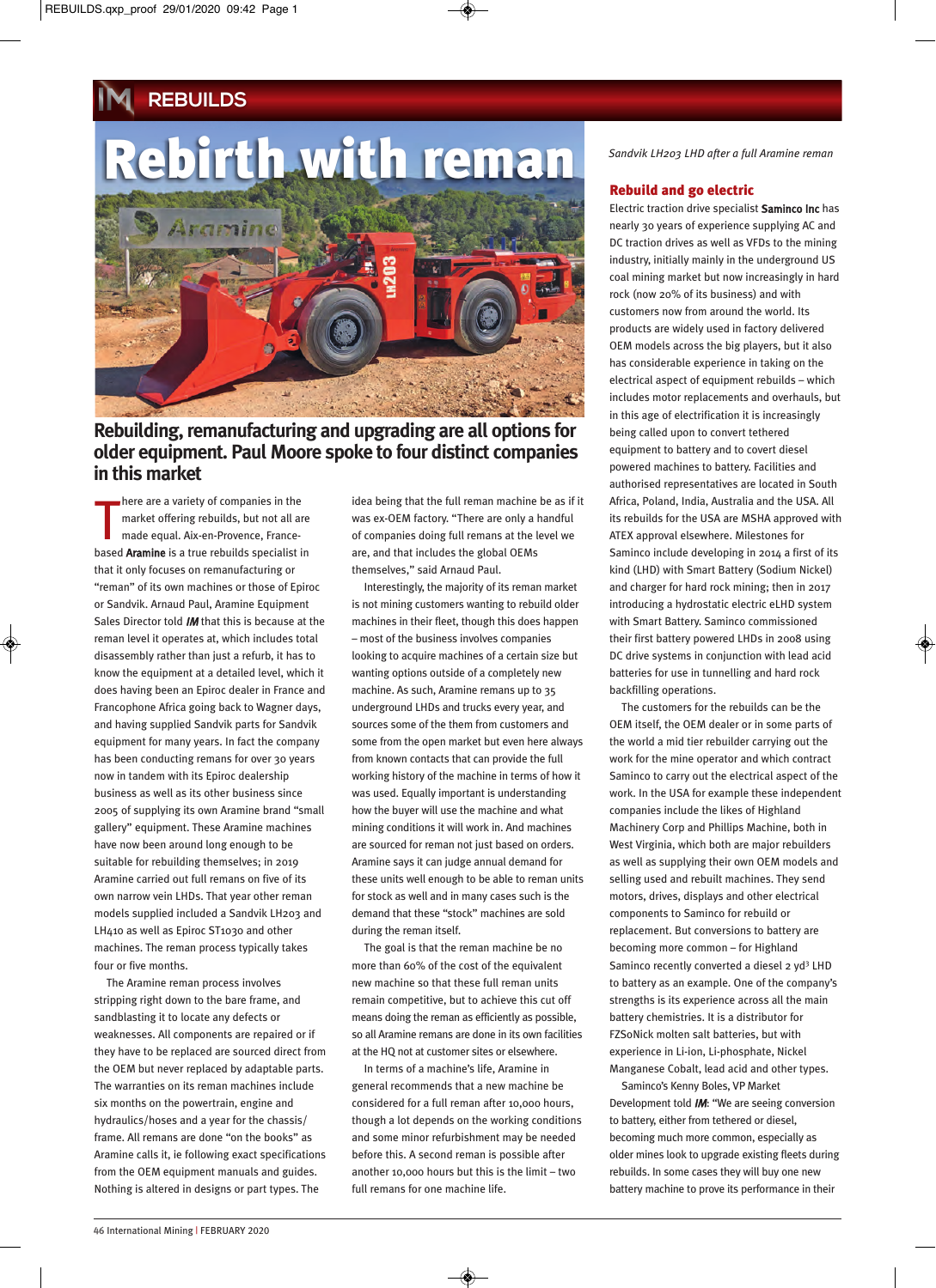# Rebirth with reman

*Sandvik LH203 LHD after a full Aramine reman*

## Rebuilding, remanufacturing and upgrading are all options for older equipment. Paul Moore spoke to four distinct companies in this market

There are a variety of companies in the market offering rebuilds, but not all are made equal. Aix-en-Provence, France-based **Aramine** is a true rebuilds specialist in that it only focuses on remanufacturing or "reman" of its own machines or those of Epiroc or Sandvik. Arnaud Paul, Aramine Equipment Sales Director told ***IM*** that this is because at the reman level it operates at, which includes total disassembly rather than just a refurb, it has to know the equipment at a detailed level, which it does having been an Epiroc dealer in France and Francophone Africa going back to Wagner days, and having supplied Sandvik parts for Sandvik equipment for many years. In fact the company has been conducting remans for over 30 years now in tandem with its Epiroc dealership business as well as its other business since 2005 of supplying its own Aramine brand "small gallery" equipment. These Aramine machines have now been around long enough to be suitable for rebuilding themselves; in 2019 Aramine carried out full remans on five of its own narrow vein LHDs. That year other reman models supplied included a Sandvik LH203 and LH410 as well as Epiroc ST1030 and other machines. The reman process typically takes four or five months.

The Aramine reman process involves stripping right down to the bare frame, and sandblasting it to locate any defects or weaknesses. All components are repaired or if they have to be replaced are sourced direct from the OEM but never replaced by adaptable parts. The warranties on its reman machines include six months on the powertrain, engine and hydraulics/hoses and a year for the chassis/frame. All remans are done "on the books" as Aramine calls it, ie following exact specifications from the OEM equipment manuals and guides. Nothing is altered in designs or part types. The idea being that the full reman machine be as if it was ex-OEM factory. "There are only a handful of companies doing full remans at the level we are, and that includes the global OEMs themselves," said Arnaud Paul.

Interestingly, the majority of its reman market is not mining customers wanting to rebuild older machines in their fleet, though this does happen – most of the business involves companies looking to acquire machines of a certain size but wanting options outside of a completely new machine. As such, Aramine remans up to 35 underground LHDs and trucks every year, and sources some of the them from customers and some from the open market but even here always from known contacts that can provide the full working history of the machine in terms of how it was used. Equally important is understanding how the buyer will use the machine and what mining conditions it will work in. And machines are sourced for reman not just based on orders. Aramine says it can judge annual demand for these units well enough to be able to reman units for stock as well and in many cases such is the demand that these "stock" machines are sold during the reman itself.

The goal is that the reman machine be no more than 60% of the cost of the equivalent new machine so that these full reman units remain competitive, but to achieve this cut off means doing the reman as efficiently as possible, so all Aramine remans are done in its own facilities at the HQ not at customer sites or elsewhere.

In terms of a machine's life, Aramine in general recommends that a new machine be considered for a full reman after 10,000 hours, though a lot depends on the working conditions and some minor refurbishment may be needed before this. A second reman is possible after another 10,000 hours but this is the limit – two full remans for one machine life.

## Rebuild and go electric

Electric traction drive specialist **Saminco Inc** has nearly 30 years of experience supplying AC and DC traction drives as well as VFDs to the mining industry, initially mainly in the underground US coal mining market but now increasingly in hard rock (now 20% of its business) and with customers now from around the world. Its products are widely used in factory delivered OEM models across the big players, but it also has considerable experience in taking on the electrical aspect of equipment rebuilds – which includes motor replacements and overhauls, but in this age of electrification it is increasingly being called upon to convert tethered equipment to battery and to covert diesel powered machines to battery. Facilities and authorised representatives are located in South Africa, Poland, India, Australia and the USA. All its rebuilds for the USA are MSHA approved with ATEX approval elsewhere. Milestones for Saminco include developing in 2014 a first of its kind (LHD) with Smart Battery (Sodium Nickel) and charger for hard rock mining; then in 2017 introducing a hydrostatic electric eLHD system with Smart Battery. Saminco commissioned their first battery powered LHDs in 2008 using DC drive systems in conjunction with lead acid batteries for use in tunnelling and hard rock backfilling operations.

The customers for the rebuilds can be the OEM itself, the OEM dealer or in some parts of the world a mid tier rebuilder carrying out the work for the mine operator and which contract Saminco to carry out the electrical aspect of the work. In the USA for example these independent companies include the likes of Highland Machinery Corp and Phillips Machine, both in West Virginia, which both are major rebuilders as well as supplying their own OEM models and selling used and rebuilt machines. They send motors, drives, displays and other electrical components to Saminco for rebuild or replacement. But conversions to battery are becoming more common – for Highland Saminco recently converted a diesel 2 $yd^3$ LHD to battery as an example. One of the company's strengths is its experience across all the main battery chemistries. It is a distributor for FZSoNick molten salt batteries, but with experience in Li-ion, Li-phosphate, Nickel Manganese Cobalt, lead acid and other types.

Saminco's Kenny Boles, VP Market Development told ***IM***: "We are seeing conversion to battery, either from tethered or diesel, becoming much more common, especially as older mines look to upgrade existing fleets during rebuilds. In some cases they will buy one new battery machine to prove its performance in their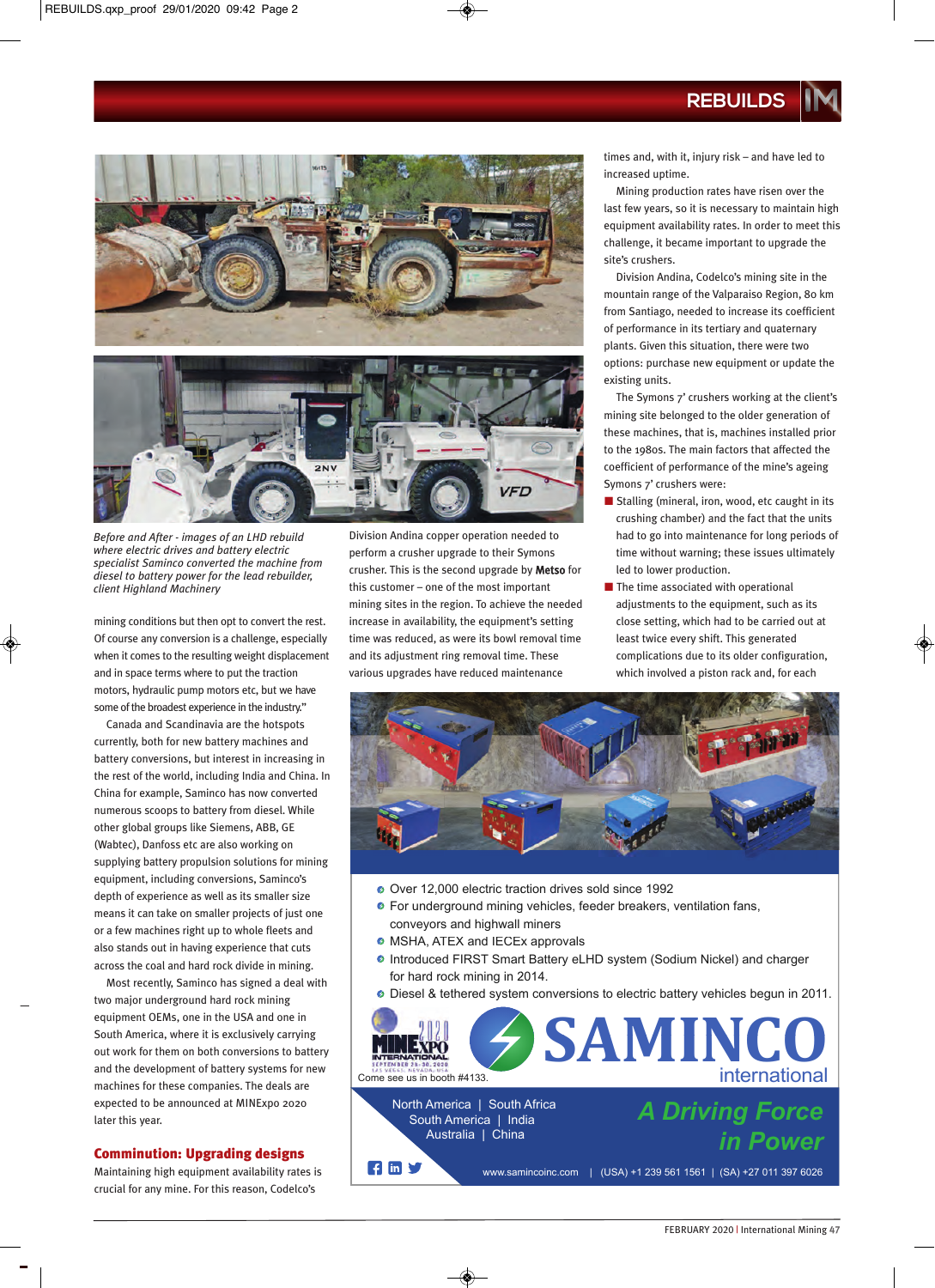*Before and After - images of an LHD rebuild where electric drives and battery electric specialist Saminco converted the machine from diesel to battery power for the lead rebuilder, client Highland Machinery*

mining conditions but then opt to convert the rest. Of course any conversion is a challenge, especially when it comes to the resulting weight displacement and in space terms where to put the traction motors, hydraulic pump motors etc, but we have some of the broadest experience in the industry."

Canada and Scandinavia are the hotspots currently, both for new battery machines and battery conversions, but interest in increasing in the rest of the world, including India and China. In China for example, Saminco has now converted numerous scoops to battery from diesel. While other global groups like Siemens, ABB, GE (Wabtec), Danfoss etc are also working on supplying battery propulsion solutions for mining equipment, including conversions, Saminco's depth of experience as well as its smaller size means it can take on smaller projects of just one or a few machines right up to whole fleets and also stands out in having experience that cuts across the coal and hard rock divide in mining.

Most recently, Saminco has signed a deal with two major underground hard rock mining equipment OEMs, one in the USA and one in South America, where it is exclusively carrying out work for them on both conversions to battery and the development of battery systems for new machines for these companies. The deals are expected to be announced at MINExpo 2020 later this year.

## Comminution: Upgrading designs

Maintaining high equipment availability rates is crucial for any mine. For this reason, Codelco's Division Andina copper operation needed to perform a crusher upgrade to their Symons crusher. This is the second upgrade by **Metso** for this customer – one of the most important mining sites in the region. To achieve the needed increase in availability, the equipment's setting time was reduced, as were its bowl removal time and its adjustment ring removal time. These various upgrades have reduced maintenance times and, with it, injury risk – and have led to increased uptime.

Mining production rates have risen over the last few years, so it is necessary to maintain high equipment availability rates. In order to meet this challenge, it became important to upgrade the site's crushers.

Division Andina, Codelco's mining site in the mountain range of the Valparaiso Region, 80 km from Santiago, needed to increase its coefficient of performance in its tertiary and quaternary plants. Given this situation, there were two options: purchase new equipment or update the existing units.

The Symons 7' crushers working at the client's mining site belonged to the older generation of these machines, that is, machines installed prior to the 1980s. The main factors that affected the coefficient of performance of the mine's ageing Symons 7' crushers were:

- Stalling (mineral, iron, wood, etc caught in its crushing chamber) and the fact that the units had to go into maintenance for long periods of time without warning; these issues ultimately led to lower production.
- The time associated with operational adjustments to the equipment, such as its close setting, which had to be carried out at least twice every shift. This generated complications due to its older configuration, which involved a piston rack and, for each

- Over 12,000 electric traction drives sold since 1992
- For underground mining vehicles, feeder breakers, ventilation fans, conveyors and highwall miners
- MSHA, ATEX and IECEx approvals
- Introduced FIRST Smart Battery eLHD system (Sodium Nickel) and charger for hard rock mining in 2014.
- Diesel & tethered system conversions to electric battery vehicles begun in 2011.

MINExpo 2020 International, September 28-30, 2020, Las Vegas, Nevada, USA. Come see us in booth #4133.

SAMINCO international

North America | South Africa | South America | India | Australia | China

A Driving Force in Power

www.samincoinc.com | (USA) +1 239 561 1561 | (SA) +27 011 397 6026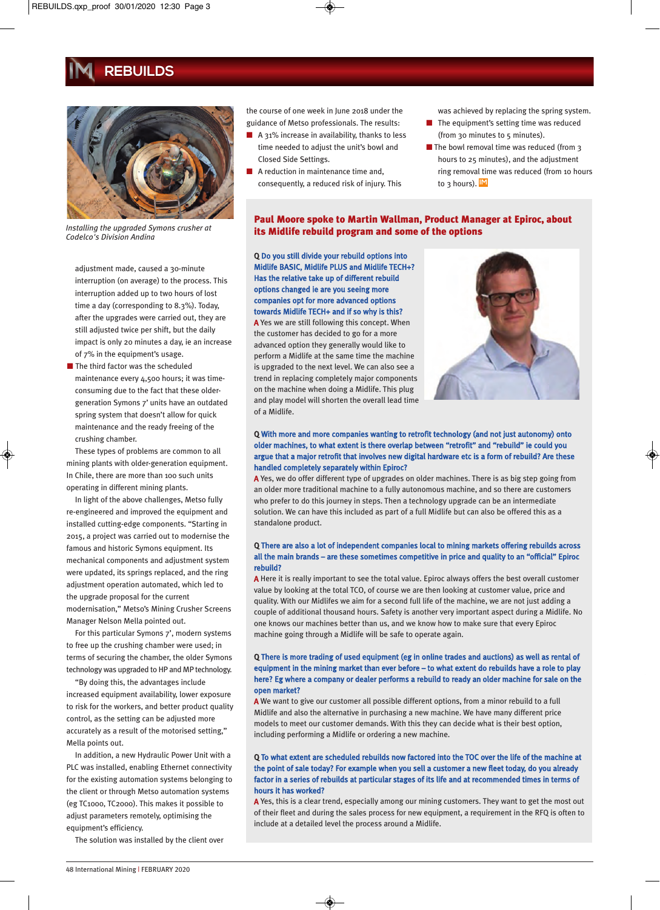Installing the upgraded Symons crusher at Codelco's Division Andina

adjustment made, caused a 30-minute interruption (on average) to the process. This interruption added up to two hours of lost time a day (corresponding to 8.3%). Today, after the upgrades were carried out, they are still adjusted twice per shift, but the daily impact is only 20 minutes a day, ie an increase of 7% in the equipment's usage.

- The third factor was the scheduled maintenance every 4,500 hours; it was time-consuming due to the fact that these older-generation Symons 7' units have an outdated spring system that doesn't allow for quick maintenance and the ready freeing of the crushing chamber.

These types of problems are common to all mining plants with older-generation equipment. In Chile, there are more than 100 such units operating in different mining plants.

In light of the above challenges, Metso fully re-engineered and improved the equipment and installed cutting-edge components. "Starting in 2015, a project was carried out to modernise the famous and historic Symons equipment. Its mechanical components and adjustment system were updated, its springs replaced, and the ring adjustment operation automated, which led to the upgrade proposal for the current modernisation," Metso's Mining Crusher Screens Manager Nelson Mella pointed out.

For this particular Symons 7', modern systems to free up the crushing chamber were used; in terms of securing the chamber, the older Symons technology was upgraded to HP and MP technology.

"By doing this, the advantages include increased equipment availability, lower exposure to risk for the workers, and better product quality control, as the setting can be adjusted more accurately as a result of the motorised setting," Mella points out.

In addition, a new Hydraulic Power Unit with a PLC was installed, enabling Ethernet connectivity for the existing automation systems belonging to the client or through Metso automation systems (eg TC1000, TC2000). This makes it possible to adjust parameters remotely, optimising the equipment's efficiency.

The solution was installed by the client over the course of one week in June 2018 under the guidance of Metso professionals. The results:

- A 31% increase in availability, thanks to less time needed to adjust the unit's bowl and Closed Side Settings.
- A reduction in maintenance time and, consequently, a reduced risk of injury. This was achieved by replacing the spring system.
- The equipment's setting time was reduced (from 30 minutes to 5 minutes).
- The bowl removal time was reduced (from 3 hours to 25 minutes), and the adjustment ring removal time was reduced (from 10 hours to 3 hours).

## Paul Moore spoke to Martin Wallman, Product Manager at Epiroc, about its Midlife rebuild program and some of the options

**Q Do you still divide your rebuild options into Midlife BASIC, Midlife PLUS and Midlife TECH+? Has the relative take up of different rebuild options changed ie are you seeing more companies opt for more advanced options towards Midlife TECH+ and if so why is this?**

**A** Yes we are still following this concept. When the customer has decided to go for a more advanced option they generally would like to perform a Midlife at the same time the machine is upgraded to the next level. We can also see a trend in replacing completely major components on the machine when doing a Midlife. This plug and play model will shorten the overall lead time of a Midlife.

**Q With more and more companies wanting to retrofit technology (and not just autonomy) onto older machines, to what extent is there overlap between "retrofit" and "rebuild" ie could you argue that a major retrofit that involves new digital hardware etc is a form of rebuild? Are these handled completely separately within Epiroc?**

**A** Yes, we do offer different type of upgrades on older machines. There is as big step going from an older more traditional machine to a fully autonomous machine, and so there are customers who prefer to do this journey in steps. Then a technology upgrade can be an intermediate solution. We can have this included as part of a full Midlife but can also be offered this as a standalone product.

**Q There are also a lot of independent companies local to mining markets offering rebuilds across all the main brands – are these sometimes competitive in price and quality to an "official" Epiroc rebuild?**

**A** Here it is really important to see the total value. Epiroc always offers the best overall customer value by looking at the total TCO, of course we are then looking at customer value, price and quality. With our Midlifes we aim for a second full life of the machine, we are not just adding a couple of additional thousand hours. Safety is another very important aspect during a Midlife. No one knows our machines better than us, and we know how to make sure that every Epiroc machine going through a Midlife will be safe to operate again.

**Q There is more trading of used equipment (eg in online trades and auctions) as well as rental of equipment in the mining market than ever before – to what extent do rebuilds have a role to play here? Eg where a company or dealer performs a rebuild to ready an older machine for sale on the open market?**

**A** We want to give our customer all possible different options, from a minor rebuild to a full Midlife and also the alternative in purchasing a new machine. We have many different price models to meet our customer demands. With this they can decide what is their best option, including performing a Midlife or ordering a new machine.

**Q To what extent are scheduled rebuilds now factored into the TOC over the life of the machine at the point of sale today? For example when you sell a customer a new fleet today, do you already factor in a series of rebuilds at particular stages of its life and at recommended times in terms of hours it has worked?**

**A** Yes, this is a clear trend, especially among our mining customers. They want to get the most out of their fleet and during the sales process for new equipment, a requirement in the RFQ is often to include at a detailed level the process around a Midlife.